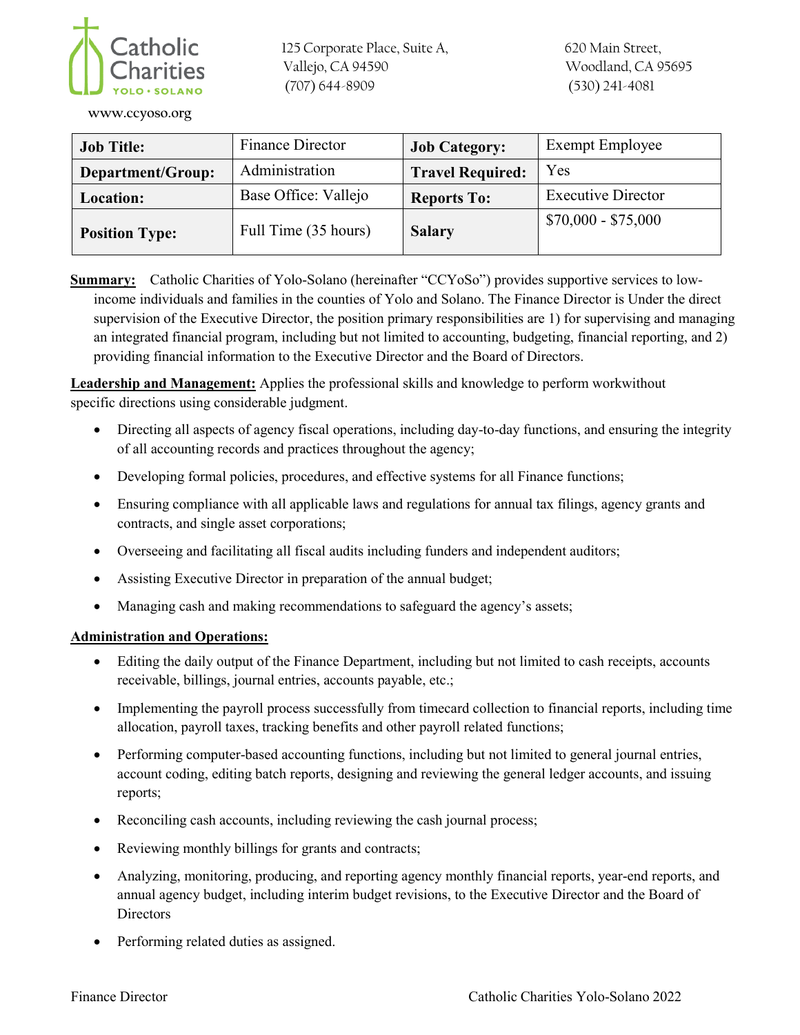Catholic Charities YOLO • SOLANO

125 Corporate Place, Suite A,
Vallejo, CA 94590
(707) 644-8909

620 Main Street,
Woodland, CA 95695
(530) 241-4081

www.ccyoso.org

| **Job Title:** | Finance Director | **Job Category:** | Exempt Employee |
|---|---|---|---|
| **Department/Group:** | Administration | **Travel Required:** | Yes |
| **Location:** | Base Office: Vallejo | **Reports To:** | Executive Director |
| **Position Type:** | Full Time (35 hours) | **Salary** | $70,000 - $75,000 |

**Summary:** Catholic Charities of Yolo-Solano (hereinafter "CCYoSo") provides supportive services to low-income individuals and families in the counties of Yolo and Solano. The Finance Director is Under the direct supervision of the Executive Director, the position primary responsibilities are 1) for supervising and managing an integrated financial program, including but not limited to accounting, budgeting, financial reporting, and 2) providing financial information to the Executive Director and the Board of Directors.

**Leadership and Management:** Applies the professional skills and knowledge to perform workwithout specific directions using considerable judgment.

- Directing all aspects of agency fiscal operations, including day-to-day functions, and ensuring the integrity of all accounting records and practices throughout the agency;
- Developing formal policies, procedures, and effective systems for all Finance functions;
- Ensuring compliance with all applicable laws and regulations for annual tax filings, agency grants and contracts, and single asset corporations;
- Overseeing and facilitating all fiscal audits including funders and independent auditors;
- Assisting Executive Director in preparation of the annual budget;
- Managing cash and making recommendations to safeguard the agency's assets;

**Administration and Operations:**

- Editing the daily output of the Finance Department, including but not limited to cash receipts, accounts receivable, billings, journal entries, accounts payable, etc.;
- Implementing the payroll process successfully from timecard collection to financial reports, including time allocation, payroll taxes, tracking benefits and other payroll related functions;
- Performing computer-based accounting functions, including but not limited to general journal entries, account coding, editing batch reports, designing and reviewing the general ledger accounts, and issuing reports;
- Reconciling cash accounts, including reviewing the cash journal process;
- Reviewing monthly billings for grants and contracts;
- Analyzing, monitoring, producing, and reporting agency monthly financial reports, year-end reports, and annual agency budget, including interim budget revisions, to the Executive Director and the Board of Directors
- Performing related duties as assigned.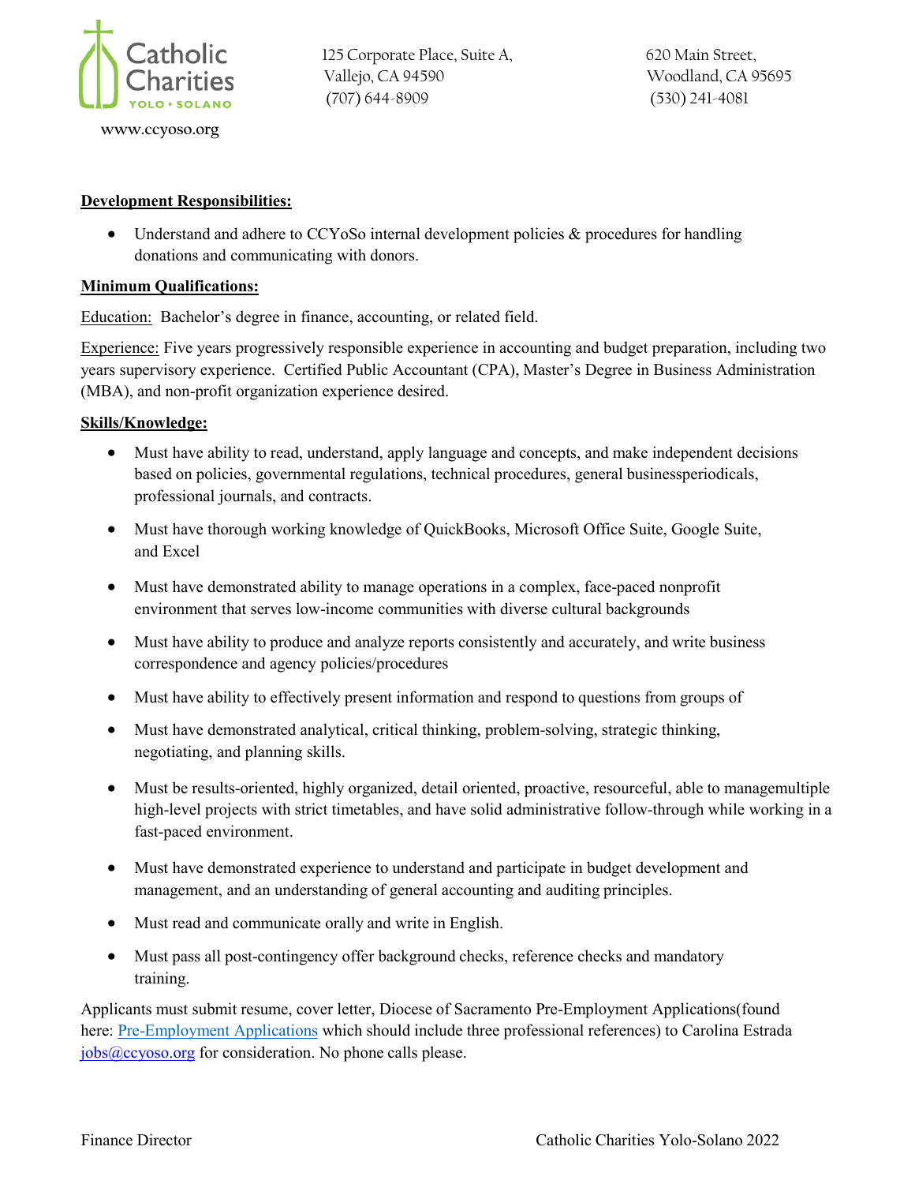## Development Responsibilities:

- Understand and adhere to CCYoSo internal development policies & procedures for handling donations and communicating with donors.

## Minimum Qualifications:

Education: Bachelor's degree in finance, accounting, or related field.

Experience: Five years progressively responsible experience in accounting and budget preparation, including two years supervisory experience. Certified Public Accountant (CPA), Master's Degree in Business Administration (MBA), and non-profit organization experience desired.

## Skills/Knowledge:

- Must have ability to read, understand, apply language and concepts, and make independent decisions based on policies, governmental regulations, technical procedures, general businessperiodicals, professional journals, and contracts.
- Must have thorough working knowledge of QuickBooks, Microsoft Office Suite, Google Suite, and Excel
- Must have demonstrated ability to manage operations in a complex, face-paced nonprofit environment that serves low-income communities with diverse cultural backgrounds
- Must have ability to produce and analyze reports consistently and accurately, and write business correspondence and agency policies/procedures
- Must have ability to effectively present information and respond to questions from groups of
- Must have demonstrated analytical, critical thinking, problem-solving, strategic thinking, negotiating, and planning skills.
- Must be results-oriented, highly organized, detail oriented, proactive, resourceful, able to managemultiple high-level projects with strict timetables, and have solid administrative follow-through while working in a fast-paced environment.
- Must have demonstrated experience to understand and participate in budget development and management, and an understanding of general accounting and auditing principles.
- Must read and communicate orally and write in English.
- Must pass all post-contingency offer background checks, reference checks and mandatory training.

Applicants must submit resume, cover letter, Diocese of Sacramento Pre-Employment Applications(found here: [Pre-Employment Applications] which should include three professional references) to Carolina Estrada jobs@ccyoso.org for consideration. No phone calls please.